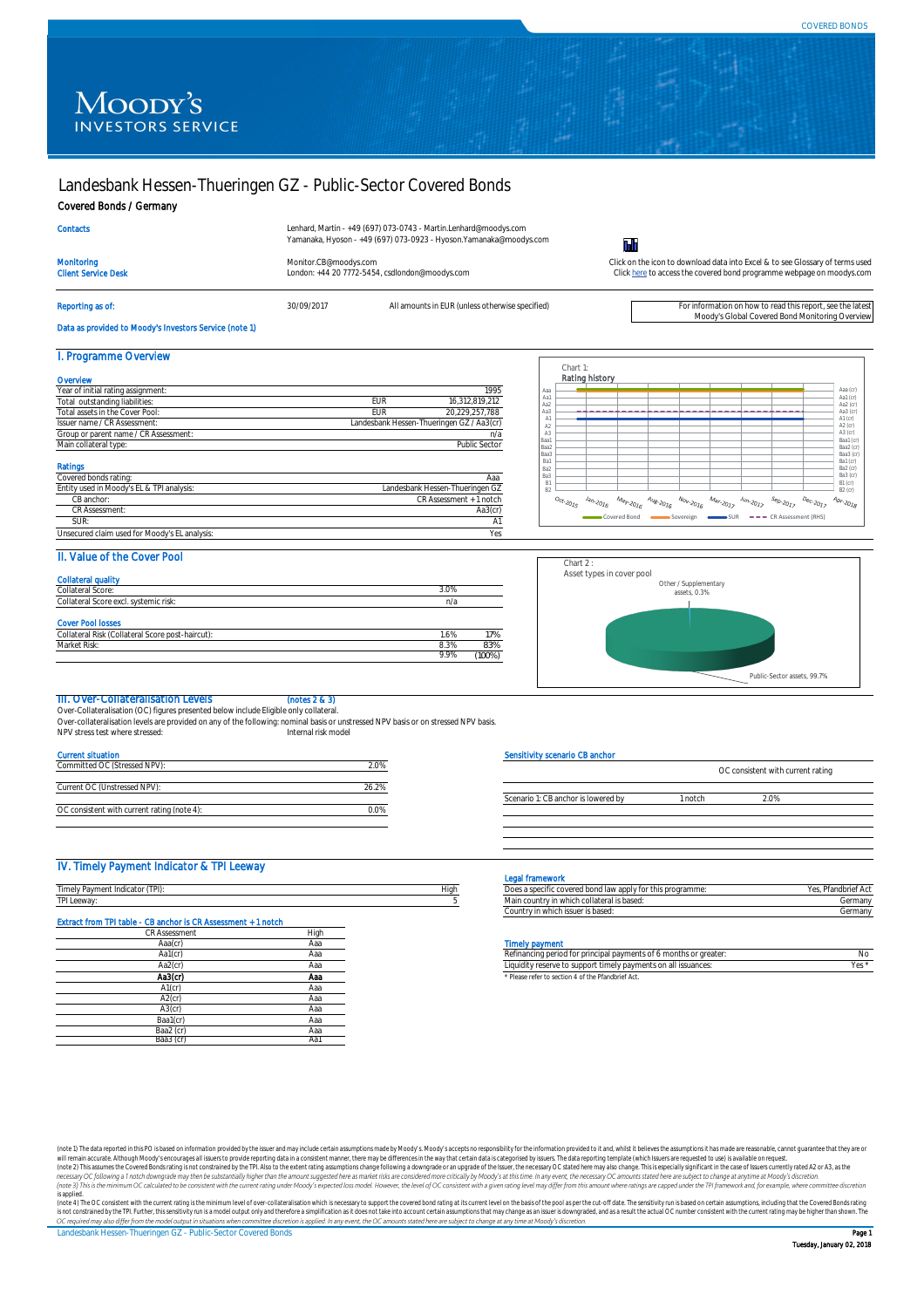COVERED BONDS

# Landesbank Hessen-Thueringen GZ - Public-Sector Covered Bonds

## Covered Bonds / Germany

**Contacts**
Lenhard, Martin - +49 (697) 073-0743 - Martin.Lenhard@moodys.com
Yamanaka, Hyoson - +49 (697) 073-0923 - Hyoson.Yamanaka@moodys.com

**Monitoring** Monitor.CB@moodys.com
**Client Service Desk** London: +44 20 7772-5454, csdlondon@moodys.com

Click on the icon to download data into Excel & to see Glossary of terms used
Click here to access the covered bond programme webpage on moodys.com

**Reporting as of:** 30/09/2017 — All amounts in EUR (unless otherwise specified)

For information on how to read this report, see the latest Moody's Global Covered Bond Monitoring Overview

**Data as provided to Moody's Investors Service (note 1)**

## I. Programme Overview

**Overview**

| | | |
|---|---|---|
| Year of initial rating assignment: | | 1995 |
| Total outstanding liabilities: | EUR | 16,312,819,212 |
| Total assets in the Cover Pool: | EUR | 20,229,257,788 |
| Issuer name / CR Assessment: | | Landesbank Hessen-Thueringen GZ / Aa3(cr) |
| Group or parent name / CR Assessment: | | n/a |
| Main collateral type: | | Public Sector |

**Ratings**

| | |
|---|---|
| Covered bonds rating: | Aaa |
| Entity used in Moody's EL & TPI analysis: | Landesbank Hessen-Thueringen GZ |
| CB anchor: | CR Assessment + 1 notch |
| CR Assessment: | Aa3(cr) |
| SUR: | A1 |
| Unsecured claim used for Moody's EL analysis: | Yes |

Chart 1: Rating history

(Chart legend: Covered Bond, Sovereign, SUR, CR Assessment (RHS); timeline Oct-2015 to Apr-2018)

## II. Value of the Cover Pool

**Collateral quality**

| | |
|---|---|
| Collateral Score: | 3.0% |
| Collateral Score excl. systemic risk: | n/a |

**Cover Pool losses**

| | | |
|---|---|---|
| Collateral Risk (Collateral Score post-haircut): | 1.6% | 17% |
| Market Risk: | 8.3% | 83% |
| | 9.9% | (100%) |

Chart 2 : Asset types in cover pool

- Other / Supplementary assets, 0.3%
- Public-Sector assets, 99.7%

## III. Over-Collateralisation Levels (notes 2 & 3)

Over-Collateralisation (OC) figures presented below include Eligible only collateral.
Over-collateralisation levels are provided on any of the following: nominal basis or unstressed NPV basis or on stressed NPV basis.
NPV stress test where stressed: Internal risk model

**Current situation**

| | |
|---|---|
| Committed OC (Stressed NPV): | 2.0% |
| Current OC (Unstressed NPV): | 26.2% |
| OC consistent with current rating (note 4): | 0.0% |

**Sensitivity scenario CB anchor**

| | | OC consistent with current rating |
|---|---|---|
| Scenario 1: CB anchor is lowered by | 1 notch | 2.0% |

## IV. Timely Payment Indicator & TPI Leeway

| | |
|---|---|
| Timely Payment Indicator (TPI): | High |
| TPI Leeway: | 5 |

**Extract from TPI table - CB anchor is CR Assessment + 1 notch**

| CR Assessment | High |
|---|---|
| Aaa(cr) | Aaa |
| Aa1(cr) | Aaa |
| Aa2(cr) | Aaa |
| **Aa3(cr)** | **Aaa** |
| A1(cr) | Aaa |
| A2(cr) | Aaa |
| A3(cr) | Aaa |
| Baa1(cr) | Aaa |
| Baa2 (cr) | Aaa |
| Baa3 (cr) | Aa1 |

**Legal framework**

| | |
|---|---|
| Does a specific covered bond law apply for this programme: | Yes, Pfandbrief Act |
| Main country in which collateral is based: | Germany |
| Country in which issuer is based: | Germany |

**Timely payment**

| | |
|---|---|
| Refinancing period for principal payments of 6 months or greater: | No |
| Liquidity reserve to support timely payments on all issuances: | Yes * |

\* Please refer to section 4 of the Pfandbrief Act.

(note 1) The data reported in this PO is based on information provided by the issuer and may include certain assumptions made by Moody's. Moody's accepts no responsibility for the information provided to it and, whilst it believes the assumptions it has made are reasonable, cannot guarantee that they are or will remain accurate. Although Moody's encourages all issuers to provide reporting data in a consistent manner, there may be differences in the way that certain data is categorised by issuers. The data reporting template (which Issuers are requested to use) is available on request.
(note 2) This assumes the Covered Bonds rating is not constrained by the TPI. Also to the extent rating assumptions change following a downgrade or an upgrade of the Issuer, the necessary OC stated here may also change. This is especially significant in the case of Issuers currently rated A2 or A3, as the necessary OC following a 1 notch downgrade may then be substantially higher than the amount suggested here as market risks are considered more critically by Moody's at this time. In any event, the necessary OC amounts stated here are subject to change at anytime at Moody's discretion.
(note 3) This is the minimum OC calculated to be consistent with the current rating under Moody's expected loss model. However, the level of OC consistent with a given rating level may differ from this amount where ratings are capped under the TPI framework and, for example, where committee discretion is applied.
(note 4) The OC consistent with the current rating is the minimum level of over-collateralisation which is necessary to support the covered bond rating at its current level on the basis of the pool as per the cut-off date. The sensitivity run is based on certain assumptions, including that the Covered Bonds rating is not constrained by the TPI. Further, this sensitivity run is a model output only and therefore a simplification as it does not take into account certain assumptions that may change as an issuer is downgraded, and as a result the actual OC number consistent with the current rating may be higher than shown. The OC required may also differ from the model output in situations when committee discretion is applied. In any event, the OC amounts stated here are subject to change at any time at Moody's discretion.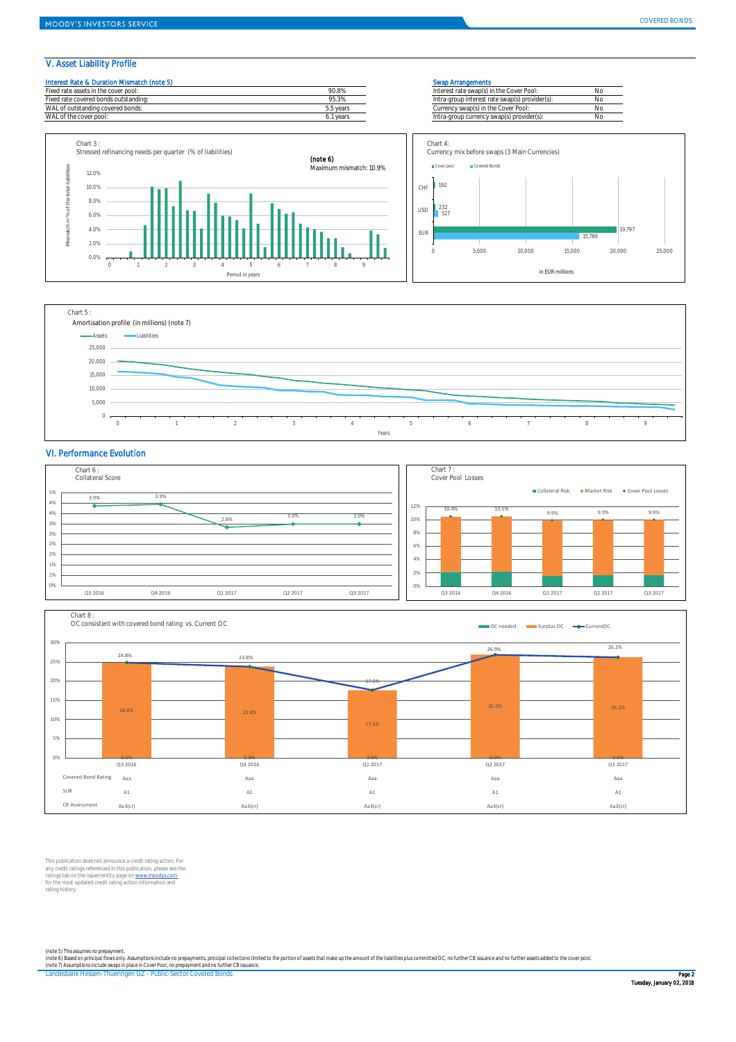## V. Asset Liability Profile

**Interest Rate & Duration Mismatch (note 5)**

| | |
|---|---|
| Fixed rate assets in the cover pool: | 90.8% |
| Fixed rate covered bonds outstanding: | 95.3% |
| WAL of outstanding covered bonds: | 5.5 years |
| WAL of the cover pool: | 6.1 years |

**Swap Arrangements**

| | |
|---|---|
| Interest rate swap(s) in the Cover Pool: | No |
| Intra-group interest rate swap(s) provider(s): | No |
| Currency swap(s) in the Cover Pool: | No |
| Intra-group currency swap(s) provider(s): | No |

Chart 3 :
Stressed refinancing needs per quarter (% of liabilities)

(note 6)
Maximum mismatch: 10.9%

Chart 4:
Currency mix before swaps (3 Main Currencies)

| Currency | Cover pool | Covered Bonds |
|---|---|---|
| CHF | 192 | |
| USD | 232 | 527 |
| EUR | 19,797 | 15,786 |

in EUR millions

Chart 5 :
Amortisation profile (in millions) (note 7)

## VI. Performance Evolution

Chart 6 :
Collateral Score

| Q3 2016 | Q4 2016 | Q1 2017 | Q2 2017 | Q3 2017 |
|---|---|---|---|---|
| 3.9% | 3.9% | 2.8% | 3.0% | 3.0% |

Chart 7 :
Cover Pool Losses

| | Q3 2016 | Q4 2016 | Q1 2017 | Q2 2017 | Q3 2017 |
|---|---|---|---|---|---|
| Cover Pool Losses | 10.4% | 10.5% | 9.9% | 9.9% | 9.9% |

Chart 8 :
OC consistent with covered bond rating vs. Current OC

| | Q3 2016 | Q4 2016 | Q1 2017 | Q2 2017 | Q3 2017 |
|---|---|---|---|---|---|
| Current OC | 24.8% | 23.8% | 17.6% | 26.9% | 26.2% |
| Surplus OC | 24.8% | 23.8% | 17.6% | 26.9% | 26.2% |
| OC needed | 0.0% | 0.0% | 0.0% | 0.0% | 0.0% |
| Covered Bond Rating | Aaa | Aaa | Aaa | Aaa | Aaa |
| SUR | A1 | A1 | A1 | A1 | A1 |
| CR Assessment | Aa3(cr) | Aa3(cr) | Aa3(cr) | Aa3(cr) | Aa3(cr) |

This publication does not announce a credit rating action. For any credit ratings referenced in this publication, please see the ratings tab on the issuer/entity page on www.moodys.com for the most updated credit rating action information and rating history.

(note 5) This assumes no prepayment.
(note 6) Based on principal flows only. Assumptions include no prepayments, principal collections limited to the portion of assets that make up the amount of the liabilities plus committed OC, no further CB issuance and no further assets added to the cover pool.
(note 7) Assumptions include swaps in place in Cover Pool, no prepayment and no further CB issuance.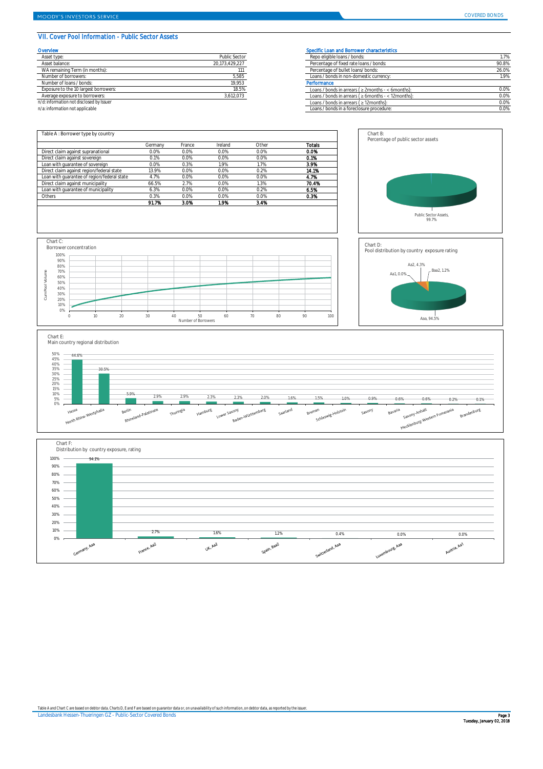## VII. Cover Pool Information - Public Sector Assets

### Overview

| | |
|---|---|
| Asset type: | Public Sector |
| Asset balance: | 20,173,429,227 |
| WA remaining Term (in months): | 111 |
| Number of borrowers: | 5,585 |
| Number of loans / bonds: | 19,953 |
| Exposure to the 10 largest borrowers: | 18.5% |
| Average exposure to borrowers: | 3,612,073 |

n/d: information not disclosed by Issuer
n/a: information not applicable

### Specific Loan and Borrower characteristics

| | |
|---|---|
| Repo eligible loans / bonds: | 1.7% |
| Percentage of fixed rate loans / bonds: | 90.8% |
| Percentage of bullet loans/ bonds: | 26.0% |
| Loans / bonds in non-domestic currency: | 1.9% |
| **Performance** | |
| Loans / bonds in arrears ( ≥ 2months - < 6months): | 0.0% |
| Loans / bonds in arrears ( ≥ 6months - < 12months): | 0.0% |
| Loans / bonds in arrears ( ≥ 12months): | 0.0% |
| Loans / bonds in a foreclosure procedure: | 0.0% |

Table A : Borrower type by country

| | Germany | France | Ireland | Other | Totals |
|---|---|---|---|---|---|
| Direct claim against supranational | 0.0% | 0.0% | 0.0% | 0.0% | **0.0%** |
| Direct claim against sovereign | 0.1% | 0.0% | 0.0% | 0.0% | **0.1%** |
| Loan with guarantee of sovereign | 0.0% | 0.3% | 1.9% | 1.7% | **3.9%** |
| Direct claim against region/federal state | 13.9% | 0.0% | 0.0% | 0.2% | **14.1%** |
| Loan with guarantee of region/federal state | 4.7% | 0.0% | 0.0% | 0.0% | **4.7%** |
| Direct claim against municipality | 66.5% | 2.7% | 0.0% | 1.3% | **70.4%** |
| Loan with guarantee of municipality | 6.3% | 0.0% | 0.0% | 0.2% | **6.5%** |
| Others | 0.3% | 0.0% | 0.0% | 0.0% | **0.3%** |
| | **91.7%** | **3.0%** | **1.9%** | **3.4%** | |

Chart B:
Percentage of public sector assets

Public Sector Assets, 99.7%

Chart C:
Borrower concentration

Chart D:
Pool distribution by country exposure rating

Aaa, 94.5%; Aa1, 0.0%; Aa2, 4.3%; Baa2, 1.2%

Chart E:
Main country regional distribution

| Region | Share |
|---|---|
| Hesse | 44.6% |
| North Rhine-Westphalia | 30.5% |
| Berlin | 5.9% |
| Rhineland-Palatinate | 2.9% |
| Thuringia | 2.9% |
| Hamburg | 2.3% |
| Lower Saxony | 2.3% |
| Baden-Württemberg | 2.0% |
| Saarland | 1.6% |
| Bremen | 1.5% |
| Schleswig-Holstein | 1.0% |
| Saxony | 0.9% |
| Bavaria | 0.6% |
| Saxony-Anhalt | 0.6% |
| Mecklenburg-Western Pomerania | 0.2% |
| Brandenburg | 0.1% |

Chart F:
Distribution by country exposure, rating

| Country, rating | Share |
|---|---|
| Germany, Aaa | 94.1% |
| France, Aa2 | 2.7% |
| UK, Aa2 | 1.6% |
| Spain, Baa2 | 1.2% |
| Switzerland, Aaa | 0.4% |
| Luxembourg, Aaa | 0.0% |
| Austria, Aa1 | 0.0% |

Table A and Chart C are based on debtor data. Charts D, E and F are based on guarantor data or, on unavailability of such information, on debtor data, as reported by the issuer.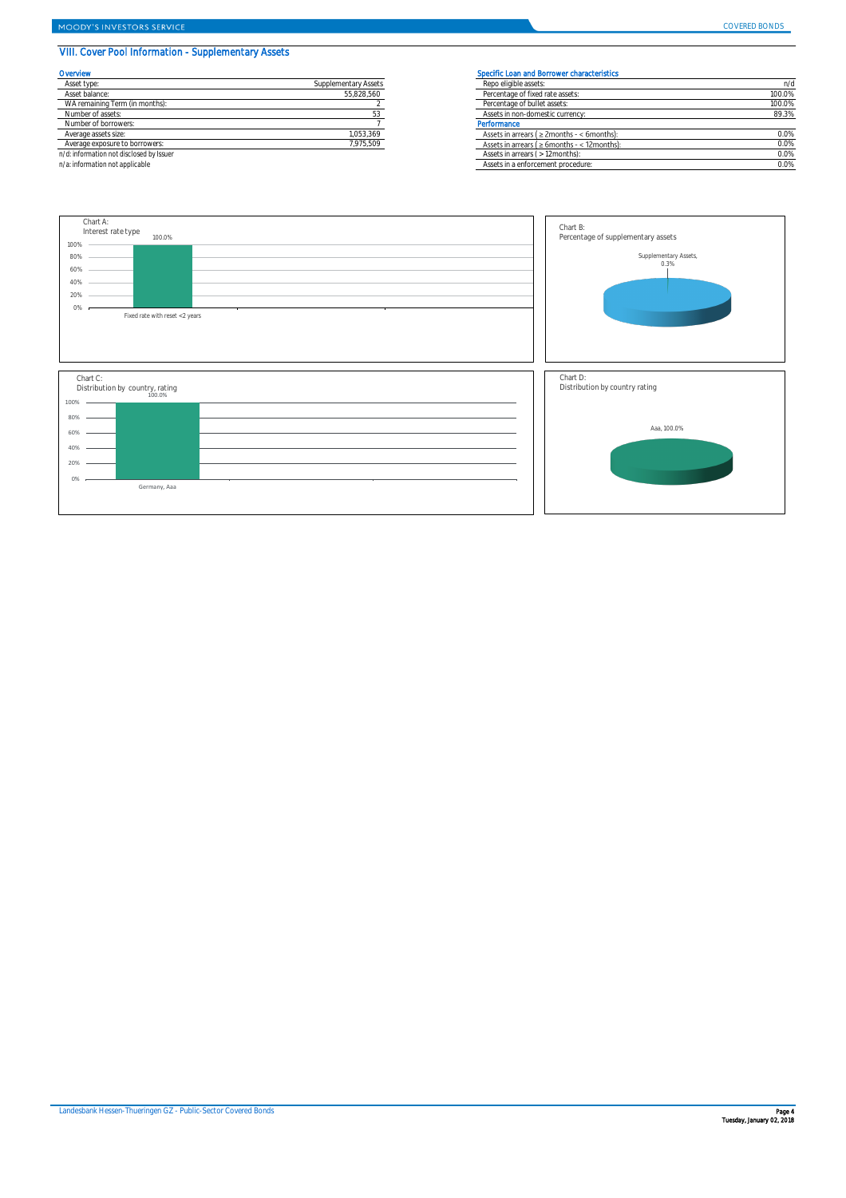## VIII. Cover Pool Information - Supplementary Assets

### Overview

| | |
|---|---|
| Asset type: | Supplementary Assets |
| Asset balance: | 55,828,560 |
| WA remaining Term (in months): | 2 |
| Number of assets: | 53 |
| Number of borrowers: | 7 |
| Average assets size: | 1,053,369 |
| Average exposure to borrowers: | 7,975,509 |

n/d: information not disclosed by Issuer
n/a: information not applicable

### Specific Loan and Borrower characteristics

| | |
|---|---|
| Repo eligible assets: | n/d |
| Percentage of fixed rate assets: | 100.0% |
| Percentage of bullet assets: | 100.0% |
| Assets in non-domestic currency: | 89.3% |
| **Performance** | |
| Assets in arrears ( ≥ 2months - < 6months): | 0.0% |
| Assets in arrears ( ≥ 6months - < 12months): | 0.0% |
| Assets in arrears ( > 12months): | 0.0% |
| Assets in a enforcement procedure: | 0.0% |

Chart A:
Interest rate type

| Interest rate type | % |
|---|---|
| Fixed rate with reset <2 years | 100.0% |

Chart B:
Percentage of supplementary assets

| | % |
|---|---|
| Supplementary Assets | 0.3% |

Chart C:
Distribution by country, rating

| Country, rating | % |
|---|---|
| Germany, Aaa | 100.0% |

Chart D:
Distribution by country rating

| Rating | % |
|---|---|
| Aaa | 100.0% |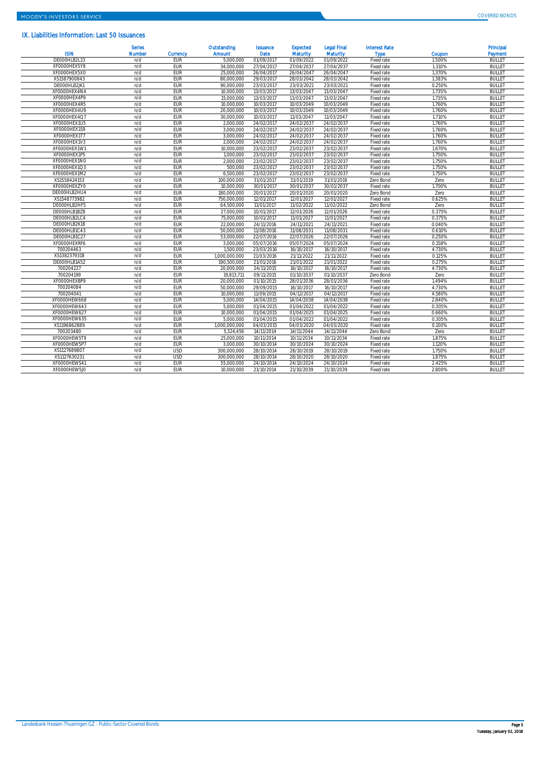## IX. Liabilities Information: Last 50 Issuances

| ISIN | Series Number | Currency | Outstanding Amount | Issuance Date | Expected Maturity | Legal Final Maturity | Interest Rate Type | Coupon | Principal Payment |
|---|---|---|---|---|---|---|---|---|---|
| DE000HLB2L33 | n/d | EUR | 5,000,000 | 01/09/2017 | 01/09/2022 | 01/09/2022 | Fixed rate | 1.500% | BULLET |
| XF0000HEX5Y8 | n/d | EUR | 34,000,000 | 27/04/2017 | 27/04/2037 | 27/04/2037 | Fixed rate | 1.310% | BULLET |
| XF0000HEX5X0 | n/d | EUR | 25,000,000 | 26/04/2017 | 26/04/2047 | 26/04/2047 | Fixed rate | 1.370% | BULLET |
| XS1587900843 | n/d | EUR | 80,000,000 | 29/03/2017 | 28/03/2042 | 28/03/2042 | Fixed rate | 1.383% | BULLET |
| DE000HLB2JK1 | n/d | EUR | 90,000,000 | 23/03/2017 | 23/03/2021 | 23/03/2021 | Fixed rate | 0.250% | BULLET |
| XF0000HEX4N4 | n/d | EUR | 10,000,000 | 13/03/2017 | 13/03/2047 | 13/03/2047 | Fixed rate | 1.735% | BULLET |
| XF0000HEX4P9 | n/d | EUR | 15,000,000 | 13/03/2017 | 13/03/2047 | 13/03/2047 | Fixed rate | 1.735% | BULLET |
| XF0000HEX4R5 | n/d | EUR | 10,000,000 | 10/03/2017 | 10/03/2049 | 10/03/2049 | Fixed rate | 1.760% | BULLET |
| XF0000HEX4U9 | n/d | EUR | 20,000,000 | 10/03/2017 | 10/03/2049 | 10/03/2049 | Fixed rate | 1.760% | BULLET |
| XF0000HEX4Q7 | n/d | EUR | 30,000,000 | 10/03/2017 | 11/03/2047 | 11/03/2047 | Fixed rate | 1.710% | BULLET |
| XF0000HEX1U5 | n/d | EUR | 2,000,000 | 24/02/2017 | 24/02/2037 | 24/02/2037 | Fixed rate | 1.760% | BULLET |
| XF0000HEX1S9 | n/d | EUR | 3,000,000 | 24/02/2017 | 24/02/2037 | 24/02/2037 | Fixed rate | 1.760% | BULLET |
| XF0000HEX1T7 | n/d | EUR | 3,000,000 | 24/02/2017 | 24/02/2037 | 24/02/2037 | Fixed rate | 1.760% | BULLET |
| XF0000HEX1V3 | n/d | EUR | 2,000,000 | 24/02/2017 | 24/02/2037 | 24/02/2037 | Fixed rate | 1.760% | BULLET |
| XF0000HEX1W1 | n/d | EUR | 10,000,000 | 23/02/2017 | 23/02/2037 | 23/02/2037 | Fixed rate | 1.670% | BULLET |
| XF0000HEX1P5 | n/d | EUR | 1,000,000 | 23/02/2017 | 23/02/2037 | 23/02/2037 | Fixed rate | 1.750% | BULLET |
| XF0000HEX1N0 | n/d | EUR | 2,000,000 | 23/02/2017 | 23/02/2037 | 23/02/2037 | Fixed rate | 1.750% | BULLET |
| XF0000HEX1Q3 | n/d | EUR | 500,000 | 23/02/2017 | 23/02/2037 | 23/02/2037 | Fixed rate | 1.750% | BULLET |
| XF0000HEX1M2 | n/d | EUR | 6,500,000 | 23/02/2017 | 23/02/2037 | 23/02/2037 | Fixed rate | 1.750% | BULLET |
| XS1558424153 | n/d | EUR | 100,000,000 | 31/01/2017 | 31/01/2019 | 31/01/2019 | Zero Bond | Zero | BULLET |
| XF0000HEXZY0 | n/d | EUR | 10,000,000 | 30/01/2017 | 30/01/2037 | 30/01/2037 | Fixed rate | 1.700% | BULLET |
| DE000HLB2HU4 | n/d | EUR | 180,000,000 | 20/01/2017 | 20/01/2020 | 20/01/2020 | Zero Bond | Zero | BULLET |
| XS1548773982 | n/d | EUR | 750,000,000 | 12/01/2017 | 12/01/2027 | 12/01/2027 | Fixed rate | 0.625% | BULLET |
| DE000HLB2HF5 | n/d | EUR | 64,500,000 | 11/01/2017 | 11/02/2022 | 11/02/2022 | Zero Bond | Zero | BULLET |
| DE000HLB1BZ8 | n/d | EUR | 27,000,000 | 10/01/2017 | 12/01/2026 | 12/01/2026 | Fixed rate | 0.375% | BULLET |
| DE000HLB2LC4 | n/d | EUR | 75,000,000 | 10/01/2017 | 11/01/2027 | 11/01/2027 | Fixed rate | 0.375% | BULLET |
| DE000HLB2K18 | n/d | EUR | 22,000,000 | 24/11/2016 | 24/11/2021 | 24/11/2021 | Fixed rate | 0.040% | BULLET |
| DE000HLB1C43 | n/d | EUR | 50,000,000 | 11/08/2016 | 11/08/2031 | 11/08/2031 | Fixed rate | 0.610% | BULLET |
| DE000HLB1C27 | n/d | EUR | 53,000,000 | 22/07/2016 | 22/07/2026 | 22/07/2026 | Fixed rate | 0.250% | BULLET |
| XF0000HEXRF6 | n/d | EUR | 3,000,000 | 05/07/2016 | 05/07/2024 | 05/07/2024 | Fixed rate | 0.158% | BULLET |
| 700204463 | n/d | EUR | 1,500,000 | 23/03/2016 | 16/10/2017 | 16/10/2017 | Fixed rate | 4.730% | BULLET |
| XS1382379318 | n/d | EUR | 1,000,000,000 | 21/03/2016 | 21/11/2022 | 21/11/2022 | Fixed rate | 0.125% | BULLET |
| DE000HLB1A52 | n/d | EUR | 190,500,000 | 21/01/2016 | 21/01/2022 | 21/01/2022 | Fixed rate | 0.275% | BULLET |
| 700204227 | n/d | EUR | 20,000,000 | 24/11/2015 | 16/10/2017 | 16/10/2017 | Fixed rate | 4.730% | BULLET |
| 700204199 | n/d | EUR | 19,813,711 | 09/11/2015 | 01/10/2037 | 01/10/2037 | Zero Bond | Zero | BULLET |
| XF0000HEXBP9 | n/d | EUR | 20,000,000 | 01/10/2015 | 28/01/2036 | 28/01/2036 | Fixed rate | 1.494% | BULLET |
| 700204084 | n/d | EUR | 50,000,000 | 29/09/2015 | 16/10/2017 | 16/10/2017 | Fixed rate | 4.730% | BULLET |
| 700204041 | n/d | EUR | 10,000,000 | 11/09/2015 | 04/12/2017 | 04/12/2017 | Fixed rate | 4.580% | BULLET |
| XF0000HEW668 | n/d | EUR | 5,000,000 | 14/04/2015 | 14/04/2038 | 14/04/2038 | Fixed rate | 2.840% | BULLET |
| XF0000HEW643 | n/d | EUR | 5,000,000 | 01/04/2015 | 01/04/2022 | 01/04/2022 | Fixed rate | 0.305% | BULLET |
| XF0000HEW627 | n/d | EUR | 10,000,000 | 01/04/2015 | 01/04/2025 | 01/04/2025 | Fixed rate | 0.660% | BULLET |
| XF0000HEW635 | n/d | EUR | 5,000,000 | 01/04/2015 | 01/04/2022 | 01/04/2022 | Fixed rate | 0.305% | BULLET |
| XS1196862889 | n/d | EUR | 1,000,000,000 | 04/03/2015 | 04/03/2020 | 04/03/2020 | Fixed rate | 0.100% | BULLET |
| 700203480 | n/d | EUR | 5,324,456 | 14/11/2014 | 14/11/2044 | 14/11/2044 | Zero Bond | Zero | BULLET |
| XF0000HEW5T9 | n/d | EUR | 25,000,000 | 10/11/2014 | 10/11/2034 | 10/11/2034 | Fixed rate | 1.875% | BULLET |
| XF0000HEW5P7 | n/d | EUR | 3,000,000 | 30/10/2014 | 30/10/2024 | 30/10/2024 | Fixed rate | 1.120% | BULLET |
| XS1127689807 | n/d | USD | 300,000,000 | 28/10/2014 | 28/10/2019 | 28/10/2019 | Fixed rate | 1.750% | BULLET |
| XS1127630231 | n/d | USD | 300,000,000 | 28/10/2014 | 28/10/2020 | 28/10/2020 | Fixed rate | 1.875% | BULLET |
| XF0000HEW541 | n/d | EUR | 55,000,000 | 24/10/2014 | 24/10/2024 | 24/10/2024 | Fixed rate | 2.425% | BULLET |
| XF0000HEW5J0 | n/d | EUR | 10,000,000 | 21/10/2014 | 21/10/2039 | 21/10/2039 | Fixed rate | 2.800% | BULLET |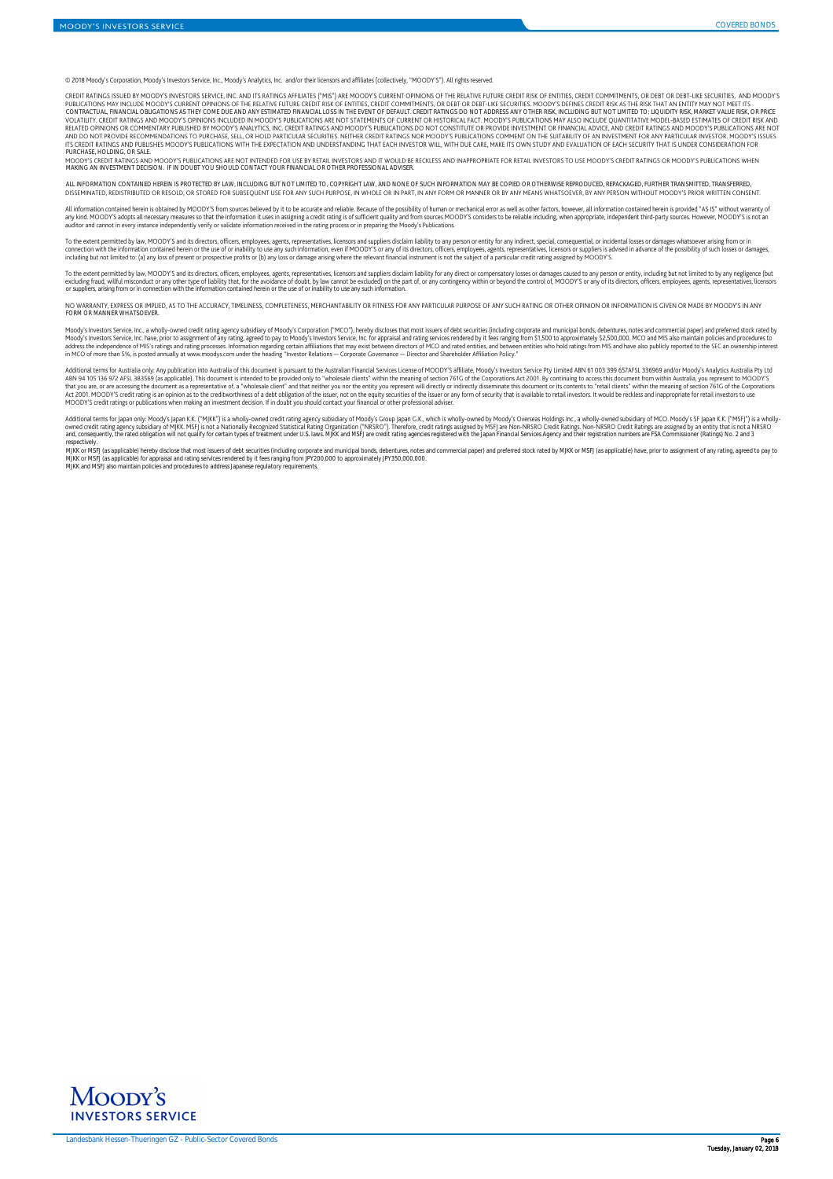© 2018 Moody's Corporation, Moody's Investors Service, Inc., Moody's Analytics, Inc. and/or their licensors and affiliates (collectively, "MOODY'S"). All rights reserved.

CREDIT RATINGS ISSUED BY MOODY'S INVESTORS SERVICE, INC. AND ITS RATINGS AFFILIATES ("MIS") ARE MOODY'S CURRENT OPINIONS OF THE RELATIVE FUTURE CREDIT RISK OF ENTITIES, CREDIT COMMITMENTS, OR DEBT OR DEBT-LIKE SECURITIES, AND MOODY'S PUBLICATIONS MAY INCLUDE MOODY'S CURRENT OPINIONS OF THE RELATIVE FUTURE CREDIT RISK OF ENTITIES, CREDIT COMMITMENTS, OR DEBT OR DEBT-LIKE SECURITIES. MOODY'S DEFINES CREDIT RISK AS THE RISK THAT AN ENTITY MAY NOT MEET ITS CONTRACTUAL, FINANCIAL OBLIGATIONS AS THEY COME DUE AND ANY ESTIMATED FINANCIAL LOSS IN THE EVENT OF DEFAULT. CREDIT RATINGS DO NOT ADDRESS ANY OTHER RISK, INCLUDING BUT NOT LIMITED TO: LIQUIDITY RISK, MARKET VALUE RISK, OR PRICE VOLATILITY. CREDIT RATINGS AND MOODY'S OPINIONS INCLUDED IN MOODY'S PUBLICATIONS ARE NOT STATEMENTS OF CURRENT OR HISTORICAL FACT. MOODY'S PUBLICATIONS MAY ALSO INCLUDE QUANTITATIVE MODEL-BASED ESTIMATES OF CREDIT RISK AND RELATED OPINIONS OR COMMENTARY PUBLISHED BY MOODY'S ANALYTICS, INC. CREDIT RATINGS AND MOODY'S PUBLICATIONS DO NOT CONSTITUTE OR PROVIDE INVESTMENT OR FINANCIAL ADVICE, AND CREDIT RATINGS AND MOODY'S PUBLICATIONS ARE NOT AND DO NOT PROVIDE RECOMMENDATIONS TO PURCHASE, SELL, OR HOLD PARTICULAR SECURITIES. NEITHER CREDIT RATINGS NOR MOODY'S PUBLICATIONS COMMENT ON THE SUITABILITY OF AN INVESTMENT FOR ANY PARTICULAR INVESTOR. MOODY'S ISSUES ITS CREDIT RATINGS AND PUBLISHES MOODY'S PUBLICATIONS WITH THE EXPECTATION AND UNDERSTANDING THAT EACH INVESTOR WILL, WITH DUE CARE, MAKE ITS OWN STUDY AND EVALUATION OF EACH SECURITY THAT IS UNDER CONSIDERATION FOR PURCHASE, HOLDING, OR SALE.

MOODY'S CREDIT RATINGS AND MOODY'S PUBLICATIONS ARE NOT INTENDED FOR USE BY RETAIL INVESTORS AND IT WOULD BE RECKLESS AND INAPPROPRIATE FOR RETAIL INVESTORS TO USE MOODY'S CREDIT RATINGS OR MOODY'S PUBLICATIONS WHEN MAKING AN INVESTMENT DECISION. IF IN DOUBT YOU SHOULD CONTACT YOUR FINANCIAL OR OTHER PROFESSIONAL ADVISER.

ALL INFORMATION CONTAINED HEREIN IS PROTECTED BY LAW, INCLUDING BUT NOT LIMITED TO, COPYRIGHT LAW, AND NONE OF SUCH INFORMATION MAY BE COPIED OR OTHERWISE REPRODUCED, REPACKAGED, FURTHER TRANSMITTED, TRANSFERRED, DISSEMINATED, REDISTRIBUTED OR RESOLD, OR STORED FOR SUBSEQUENT USE FOR ANY SUCH PURPOSE, IN WHOLE OR IN PART, IN ANY FORM OR MANNER OR BY ANY MEANS WHATSOEVER, BY ANY PERSON WITHOUT MOODY'S PRIOR WRITTEN CONSENT.

All information contained herein is obtained by MOODY'S from sources believed by it to be accurate and reliable. Because of the possibility of human or mechanical error as well as other factors, however, all information contained herein is provided "AS IS" without warranty of any kind. MOODY'S adopts all necessary measures so that the information it uses in assigning a credit rating is of sufficient quality and from sources MOODY'S considers to be reliable including, when appropriate, independent third-party sources. However, MOODY'S is not an auditor and cannot in every instance independently verify or validate information received in the rating process or in preparing the Moody's Publications.

To the extent permitted by law, MOODY'S and its directors, officers, employees, agents, representatives, licensors and suppliers disclaim liability to any person or entity for any indirect, special, consequential, or incidental losses or damages whatsoever arising from or in connection with the information contained herein or the use of or inability to use any such information, even if MOODY'S or any of its directors, officers, employees, agents, representatives, licensors or suppliers is advised in advance of the possibility of such losses or damages, including but not limited to: (a) any loss of present or prospective profits or (b) any loss or damage arising where the relevant financial instrument is not the subject of a particular credit rating assigned by MOODY'S.

To the extent permitted by law, MOODY'S and its directors, officers, employees, agents, representatives, licensors and suppliers disclaim liability for any direct or compensatory losses or damages caused to any person or entity, including but not limited to by any negligence (but excluding fraud, willful misconduct or any other type of liability that, for the avoidance of doubt, by law cannot be excluded) on the part of, or any contingency within or beyond the control of, MOODY'S or any of its directors, officers, employees, agents, representatives, licensors or suppliers, arising from or in connection with the information contained herein or the use of or inability to use any such information.

NO WARRANTY, EXPRESS OR IMPLIED, AS TO THE ACCURACY, TIMELINESS, COMPLETENESS, MERCHANTABILITY OR FITNESS FOR ANY PARTICULAR PURPOSE OF ANY SUCH RATING OR OTHER OPINION OR INFORMATION IS GIVEN OR MADE BY MOODY'S IN ANY FORM OR MANNER WHATSOEVER.

Moody's Investors Service, Inc., a wholly-owned credit rating agency subsidiary of Moody's Corporation ("MCO"), hereby discloses that most issuers of debt securities (including corporate and municipal bonds, debentures, notes and commercial paper) and preferred stock rated by Moody's Investors Service, Inc. have, prior to assignment of any rating, agreed to pay to Moody's Investors Service, Inc. for appraisal and rating services rendered by it fees ranging from $1,500 to approximately $2,500,000. MCO and MIS also maintain policies and procedures to address the independence of MIS's ratings and rating processes. Information regarding certain affiliations that may exist between directors of MCO and rated entities, and between entities who hold ratings from MIS and have also publicly reported to the SEC an ownership interest in MCO of more than 5%, is posted annually at www.moodys.com under the heading "Investor Relations — Corporate Governance — Director and Shareholder Affiliation Policy."

Additional terms for Australia only: Any publication into Australia of this document is pursuant to the Australian Financial Services License of MOODY'S affiliate, Moody's Investors Service Pty Limited ABN 61 003 399 657AFSL 336969 and/or Moody's Analytics Australia Pty Ltd ABN 94 105 136 972 AFSL 383569 (as applicable). This document is intended to be provided only to "wholesale clients" within the meaning of section 761G of the Corporations Act 2001. By continuing to access this document from within Australia, you represent to MOODY'S that you are, or are accessing the document as a representative of, a "wholesale client" and that neither you nor the entity you represent will directly or indirectly disseminate this document or its contents to "retail clients" within the meaning of section 761G of the Corporations Act 2001. MOODY'S credit rating is an opinion as to the creditworthiness of a debt obligation of the issuer, not on the equity securities of the issuer or any form of security that is available to retail investors. It would be reckless and inappropriate for retail investors to use MOODY'S credit ratings or publications when making an investment decision. If in doubt you should contact your financial or other professional adviser.

Additional terms for Japan only: Moody's Japan K.K. ("MJKK") is a wholly-owned credit rating agency subsidiary of Moody's Group Japan G.K., which is wholly-owned by Moody's Overseas Holdings Inc., a wholly-owned subsidiary of MCO. Moody's SF Japan K.K. ("MSFJ") is a wholly-owned credit rating agency subsidiary of MJKK. MSFJ is not a Nationally Recognized Statistical Rating Organization ("NRSRO"). Therefore, credit ratings assigned by MSFJ are Non-NRSRO Credit Ratings. Non-NRSRO Credit Ratings are assigned by an entity that is not a NRSRO and, consequently, the rated obligation will not qualify for certain types of treatment under U.S. laws. MJKK and MSFJ are credit rating agencies registered with the Japan Financial Services Agency and their registration numbers are FSA Commissioner (Ratings) No. 2 and 3 respectively.

MJKK or MSFJ (as applicable) hereby disclose that most issuers of debt securities (including corporate and municipal bonds, debentures, notes and commercial paper) and preferred stock rated by MJKK or MSFJ (as applicable) have, prior to assignment of any rating, agreed to pay to MJKK or MSFJ (as applicable) for appraisal and rating services rendered by it fees ranging from JPY200,000 to approximately JPY350,000,000.

MJKK and MSFJ also maintain policies and procedures to address Japanese regulatory requirements.